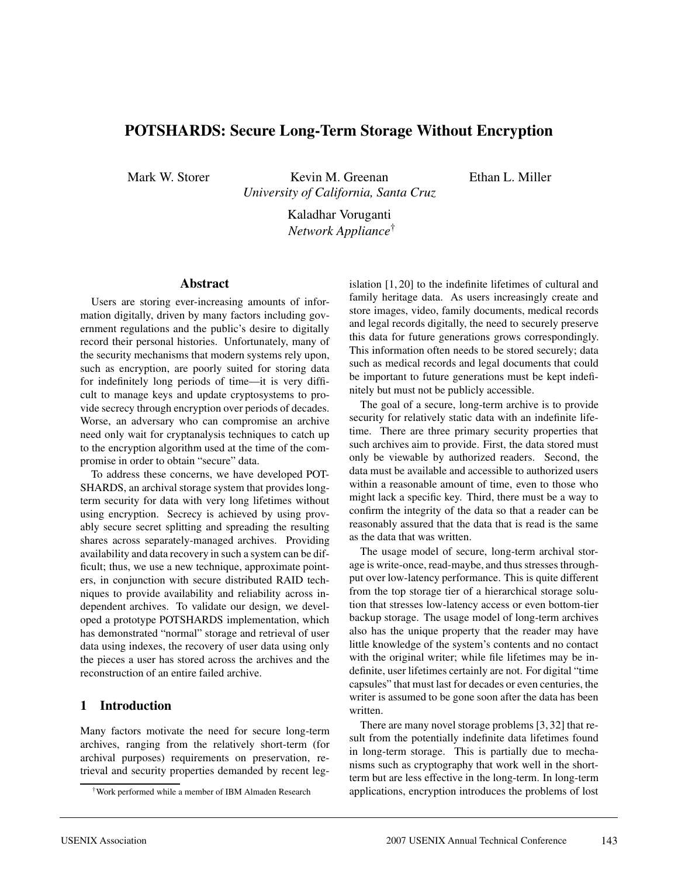# POTSHARDS: Secure Long-Term Storage Without Encryption

Mark W. Storer  Kevin M. Greenan  Ethan L. Miller
*University of California, Santa Cruz*

Kaladhar Voruganti
*Network Appliance*[†]

## Abstract

Users are storing ever-increasing amounts of information digitally, driven by many factors including government regulations and the public's desire to digitally record their personal histories. Unfortunately, many of the security mechanisms that modern systems rely upon, such as encryption, are poorly suited for storing data for indefinitely long periods of time—it is very difficult to manage keys and update cryptosystems to provide secrecy through encryption over periods of decades. Worse, an adversary who can compromise an archive need only wait for cryptanalysis techniques to catch up to the encryption algorithm used at the time of the compromise in order to obtain "secure" data.

To address these concerns, we have developed POTSHARDS, an archival storage system that provides long-term security for data with very long lifetimes without using encryption. Secrecy is achieved by using provably secure secret splitting and spreading the resulting shares across separately-managed archives. Providing availability and data recovery in such a system can be difficult; thus, we use a new technique, approximate pointers, in conjunction with secure distributed RAID techniques to provide availability and reliability across independent archives. To validate our design, we developed a prototype POTSHARDS implementation, which has demonstrated "normal" storage and retrieval of user data using indexes, the recovery of user data using only the pieces a user has stored across the archives and the reconstruction of an entire failed archive.

## 1 Introduction

Many factors motivate the need for secure long-term archives, ranging from the relatively short-term (for archival purposes) requirements on preservation, retrieval and security properties demanded by recent legislation [1, 20] to the indefinite lifetimes of cultural and family heritage data. As users increasingly create and store images, video, family documents, medical records and legal records digitally, the need to securely preserve this data for future generations grows correspondingly. This information often needs to be stored securely; data such as medical records and legal documents that could be important to future generations must be kept indefinitely but must not be publicly accessible.

The goal of a secure, long-term archive is to provide security for relatively static data with an indefinite lifetime. There are three primary security properties that such archives aim to provide. First, the data stored must only be viewable by authorized readers. Second, the data must be available and accessible to authorized users within a reasonable amount of time, even to those who might lack a specific key. Third, there must be a way to confirm the integrity of the data so that a reader can be reasonably assured that the data that is read is the same as the data that was written.

The usage model of secure, long-term archival storage is write-once, read-maybe, and thus stresses throughput over low-latency performance. This is quite different from the top storage tier of a hierarchical storage solution that stresses low-latency access or even bottom-tier backup storage. The usage model of long-term archives also has the unique property that the reader may have little knowledge of the system's contents and no contact with the original writer; while file lifetimes may be indefinite, user lifetimes certainly are not. For digital "time capsules" that must last for decades or even centuries, the writer is assumed to be gone soon after the data has been written.

There are many novel storage problems [3, 32] that result from the potentially indefinite data lifetimes found in long-term storage. This is partially due to mechanisms such as cryptography that work well in the short-term but are less effective in the long-term. In long-term applications, encryption introduces the problems of lost

[†]Work performed while a member of IBM Almaden Research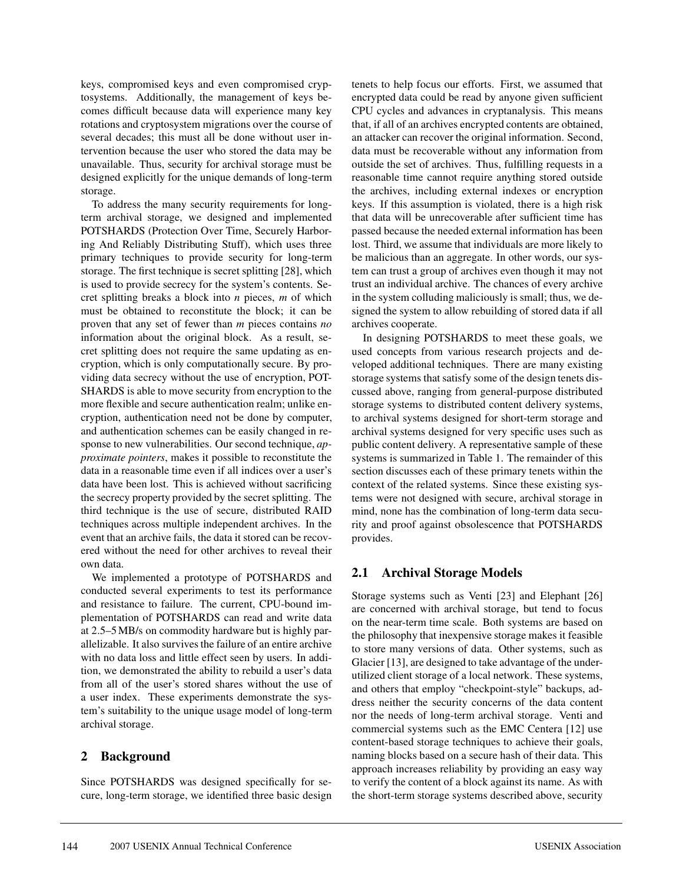keys, compromised keys and even compromised cryptosystems. Additionally, the management of keys becomes difficult because data will experience many key rotations and cryptosystem migrations over the course of several decades; this must all be done without user intervention because the user who stored the data may be unavailable. Thus, security for archival storage must be designed explicitly for the unique demands of long-term storage.

To address the many security requirements for long-term archival storage, we designed and implemented POTSHARDS (Protection Over Time, Securely Harboring And Reliably Distributing Stuff), which uses three primary techniques to provide security for long-term storage. The first technique is secret splitting [28], which is used to provide secrecy for the system's contents. Secret splitting breaks a block into *n* pieces, *m* of which must be obtained to reconstitute the block; it can be proven that any set of fewer than *m* pieces contains *no* information about the original block. As a result, secret splitting does not require the same updating as encryption, which is only computationally secure. By providing data secrecy without the use of encryption, POTSHARDS is able to move security from encryption to the more flexible and secure authentication realm; unlike encryption, authentication need not be done by computer, and authentication schemes can be easily changed in response to new vulnerabilities. Our second technique, *approximate pointers*, makes it possible to reconstitute the data in a reasonable time even if all indices over a user's data have been lost. This is achieved without sacrificing the secrecy property provided by the secret splitting. The third technique is the use of secure, distributed RAID techniques across multiple independent archives. In the event that an archive fails, the data it stored can be recovered without the need for other archives to reveal their own data.

We implemented a prototype of POTSHARDS and conducted several experiments to test its performance and resistance to failure. The current, CPU-bound implementation of POTSHARDS can read and write data at 2.5–5 MB/s on commodity hardware but is highly parallelizable. It also survives the failure of an entire archive with no data loss and little effect seen by users. In addition, we demonstrated the ability to rebuild a user's data from all of the user's stored shares without the use of a user index. These experiments demonstrate the system's suitability to the unique usage model of long-term archival storage.

## 2 Background

Since POTSHARDS was designed specifically for secure, long-term storage, we identified three basic design tenets to help focus our efforts. First, we assumed that encrypted data could be read by anyone given sufficient CPU cycles and advances in cryptanalysis. This means that, if all of an archives encrypted contents are obtained, an attacker can recover the original information. Second, data must be recoverable without any information from outside the set of archives. Thus, fulfilling requests in a reasonable time cannot require anything stored outside the archives, including external indexes or encryption keys. If this assumption is violated, there is a high risk that data will be unrecoverable after sufficient time has passed because the needed external information has been lost. Third, we assume that individuals are more likely to be malicious than an aggregate. In other words, our system can trust a group of archives even though it may not trust an individual archive. The chances of every archive in the system colluding maliciously is small; thus, we designed the system to allow rebuilding of stored data if all archives cooperate.

In designing POTSHARDS to meet these goals, we used concepts from various research projects and developed additional techniques. There are many existing storage systems that satisfy some of the design tenets discussed above, ranging from general-purpose distributed storage systems to distributed content delivery systems, to archival systems designed for short-term storage and archival systems designed for very specific uses such as public content delivery. A representative sample of these systems is summarized in Table 1. The remainder of this section discusses each of these primary tenets within the context of the related systems. Since these existing systems were not designed with secure, archival storage in mind, none has the combination of long-term data security and proof against obsolescence that POTSHARDS provides.

### 2.1 Archival Storage Models

Storage systems such as Venti [23] and Elephant [26] are concerned with archival storage, but tend to focus on the near-term time scale. Both systems are based on the philosophy that inexpensive storage makes it feasible to store many versions of data. Other systems, such as Glacier [13], are designed to take advantage of the under-utilized client storage of a local network. These systems, and others that employ "checkpoint-style" backups, address neither the security concerns of the data content nor the needs of long-term archival storage. Venti and commercial systems such as the EMC Centera [12] use content-based storage techniques to achieve their goals, naming blocks based on a secure hash of their data. This approach increases reliability by providing an easy way to verify the content of a block against its name. As with the short-term storage systems described above, security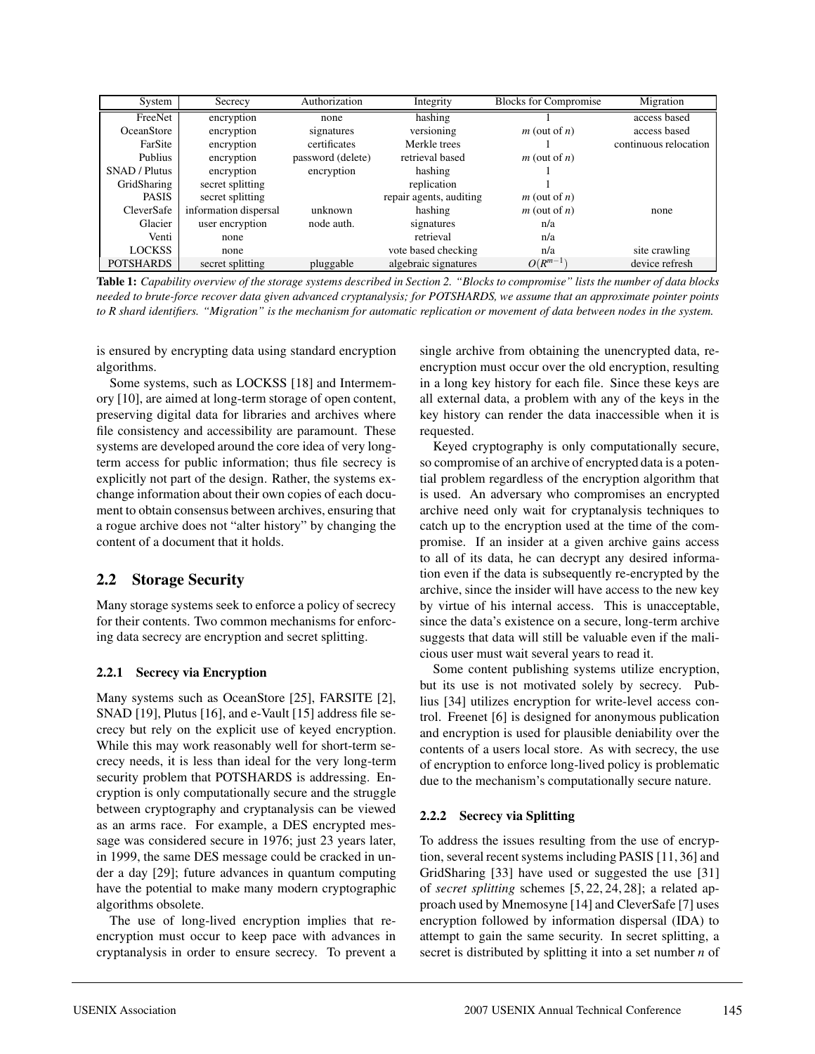| System | Secrecy | Authorization | Integrity | Blocks for Compromise | Migration |
|---|---|---|---|---|---|
| FreeNet | encryption | none | hashing | 1 | access based |
| OceanStore | encryption | signatures | versioning | $m$ (out of $n$) | access based |
| FarSite | encryption | certificates | Merkle trees | 1 | continuous relocation |
| Publius | encryption | password (delete) | retrieval based | $m$ (out of $n$) | |
| SNAD / Plutus | encryption | encryption | hashing | 1 | |
| GridSharing | secret splitting | | replication | 1 | |
| PASIS | secret splitting | | repair agents, auditing | $m$ (out of $n$) | |
| CleverSafe | information dispersal | unknown | hashing | $m$ (out of $n$) | none |
| Glacier | user encryption | node auth. | signatures | n/a | |
| Venti | none | | retrieval | n/a | |
| LOCKSS | none | | vote based checking | n/a | site crawling |
| POTSHARDS | secret splitting | pluggable | algebraic signatures | $O(R^{m-1})$ | device refresh |

**Table 1:** *Capability overview of the storage systems described in Section 2. "Blocks to compromise" lists the number of data blocks needed to brute-force recover data given advanced cryptanalysis; for POTSHARDS, we assume that an approximate pointer points to R shard identifiers. "Migration" is the mechanism for automatic replication or movement of data between nodes in the system.*

is ensured by encrypting data using standard encryption algorithms.

Some systems, such as LOCKSS [18] and Intermemory [10], are aimed at long-term storage of open content, preserving digital data for libraries and archives where file consistency and accessibility are paramount. These systems are developed around the core idea of very long-term access for public information; thus file secrecy is explicitly not part of the design. Rather, the systems exchange information about their own copies of each document to obtain consensus between archives, ensuring that a rogue archive does not "alter history" by changing the content of a document that it holds.

## 2.2 Storage Security

Many storage systems seek to enforce a policy of secrecy for their contents. Two common mechanisms for enforcing data secrecy are encryption and secret splitting.

### 2.2.1 Secrecy via Encryption

Many systems such as OceanStore [25], FARSITE [2], SNAD [19], Plutus [16], and e-Vault [15] address file secrecy but rely on the explicit use of keyed encryption. While this may work reasonably well for short-term secrecy needs, it is less than ideal for the very long-term security problem that POTSHARDS is addressing. Encryption is only computationally secure and the struggle between cryptography and cryptanalysis can be viewed as an arms race. For example, a DES encrypted message was considered secure in 1976; just 23 years later, in 1999, the same DES message could be cracked in under a day [29]; future advances in quantum computing have the potential to make many modern cryptographic algorithms obsolete.

The use of long-lived encryption implies that re-encryption must occur to keep pace with advances in cryptanalysis in order to ensure secrecy. To prevent a single archive from obtaining the unencrypted data, re-encryption must occur over the old encryption, resulting in a long key history for each file. Since these keys are all external data, a problem with any of the keys in the key history can render the data inaccessible when it is requested.

Keyed cryptography is only computationally secure, so compromise of an archive of encrypted data is a potential problem regardless of the encryption algorithm that is used. An adversary who compromises an encrypted archive need only wait for cryptanalysis techniques to catch up to the encryption used at the time of the compromise. If an insider at a given archive gains access to all of its data, he can decrypt any desired information even if the data is subsequently re-encrypted by the archive, since the insider will have access to the new key by virtue of his internal access. This is unacceptable, since the data's existence on a secure, long-term archive suggests that data will still be valuable even if the malicious user must wait several years to read it.

Some content publishing systems utilize encryption, but its use is not motivated solely by secrecy. Publius [34] utilizes encryption for write-level access control. Freenet [6] is designed for anonymous publication and encryption is used for plausible deniability over the contents of a users local store. As with secrecy, the use of encryption to enforce long-lived policy is problematic due to the mechanism's computationally secure nature.

### 2.2.2 Secrecy via Splitting

To address the issues resulting from the use of encryption, several recent systems including PASIS [11, 36] and GridSharing [33] have used or suggested the use [31] of *secret splitting* schemes [5, 22, 24, 28]; a related approach used by Mnemosyne [14] and CleverSafe [7] uses encryption followed by information dispersal (IDA) to attempt to gain the same security. In secret splitting, a secret is distributed by splitting it into a set number $n$ of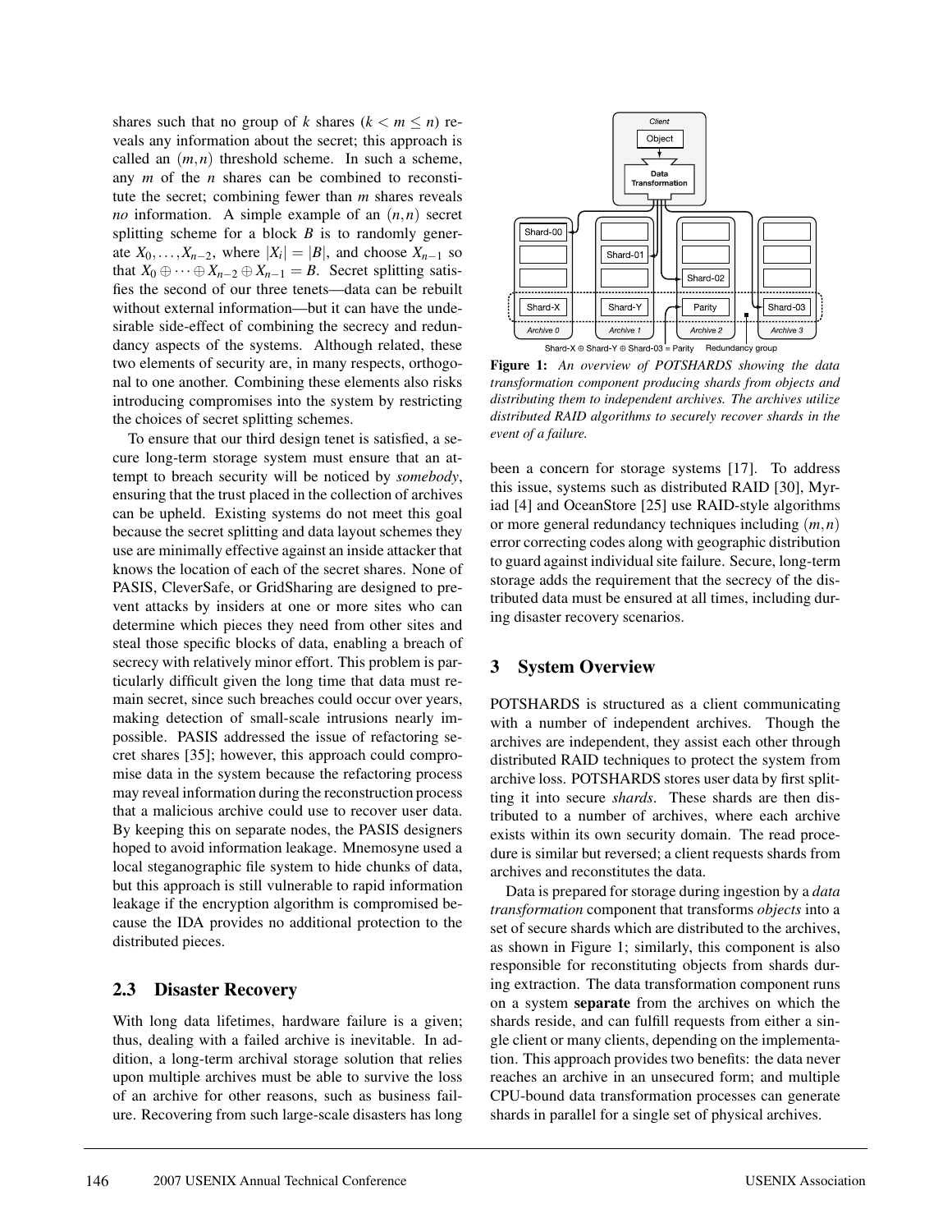shares such that no group of $k$ shares ($k < m \leq n$) reveals any information about the secret; this approach is called an $(m,n)$ threshold scheme. In such a scheme, any $m$ of the $n$ shares can be combined to reconstitute the secret; combining fewer than $m$ shares reveals *no* information. A simple example of an $(n,n)$ secret splitting scheme for a block $B$ is to randomly generate $X_0, \ldots, X_{n-2}$, where $|X_i| = |B|$, and choose $X_{n-1}$ so that $X_0 \oplus \cdots \oplus X_{n-2} \oplus X_{n-1} = B$. Secret splitting satisfies the second of our three tenets—data can be rebuilt without external information—but it can have the undesirable side-effect of combining the secrecy and redundancy aspects of the systems. Although related, these two elements of security are, in many respects, orthogonal to one another. Combining these elements also risks introducing compromises into the system by restricting the choices of secret splitting schemes.

To ensure that our third design tenet is satisfied, a secure long-term storage system must ensure that an attempt to breach security will be noticed by *somebody*, ensuring that the trust placed in the collection of archives can be upheld. Existing systems do not meet this goal because the secret splitting and data layout schemes they use are minimally effective against an inside attacker that knows the location of each of the secret shares. None of PASIS, CleverSafe, or GridSharing are designed to prevent attacks by insiders at one or more sites who can determine which pieces they need from other sites and steal those specific blocks of data, enabling a breach of secrecy with relatively minor effort. This problem is particularly difficult given the long time that data must remain secret, since such breaches could occur over years, making detection of small-scale intrusions nearly impossible. PASIS addressed the issue of refactoring secret shares [35]; however, this approach could compromise data in the system because the refactoring process may reveal information during the reconstruction process that a malicious archive could use to recover user data. By keeping this on separate nodes, the PASIS designers hoped to avoid information leakage. Mnemosyne used a local steganographic file system to hide chunks of data, but this approach is still vulnerable to rapid information leakage if the encryption algorithm is compromised because the IDA provides no additional protection to the distributed pieces.

## 2.3 Disaster Recovery

With long data lifetimes, hardware failure is a given; thus, dealing with a failed archive is inevitable. In addition, a long-term archival storage solution that relies upon multiple archives must be able to survive the loss of an archive for other reasons, such as business failure. Recovering from such large-scale disasters has long been a concern for storage systems [17]. To address this issue, systems such as distributed RAID [30], Myriad [4] and OceanStore [25] use RAID-style algorithms or more general redundancy techniques including $(m,n)$ error correcting codes along with geographic distribution to guard against individual site failure. Secure, long-term storage adds the requirement that the secrecy of the distributed data must be ensured at all times, including during disaster recovery scenarios.

**Figure 1:** *An overview of POTSHARDS showing the data transformation component producing shards from objects and distributing them to independent archives. The archives utilize distributed RAID algorithms to securely recover shards in the event of a failure.*

## 3 System Overview

POTSHARDS is structured as a client communicating with a number of independent archives. Though the archives are independent, they assist each other through distributed RAID techniques to protect the system from archive loss. POTSHARDS stores user data by first splitting it into secure *shards*. These shards are then distributed to a number of archives, where each archive exists within its own security domain. The read procedure is similar but reversed; a client requests shards from archives and reconstitutes the data.

Data is prepared for storage during ingestion by a *data transformation* component that transforms *objects* into a set of secure shards which are distributed to the archives, as shown in Figure 1; similarly, this component is also responsible for reconstituting objects from shards during extraction. The data transformation component runs on a system **separate** from the archives on which the shards reside, and can fulfill requests from either a single client or many clients, depending on the implementation. This approach provides two benefits: the data never reaches an archive in an unsecured form; and multiple CPU-bound data transformation processes can generate shards in parallel for a single set of physical archives.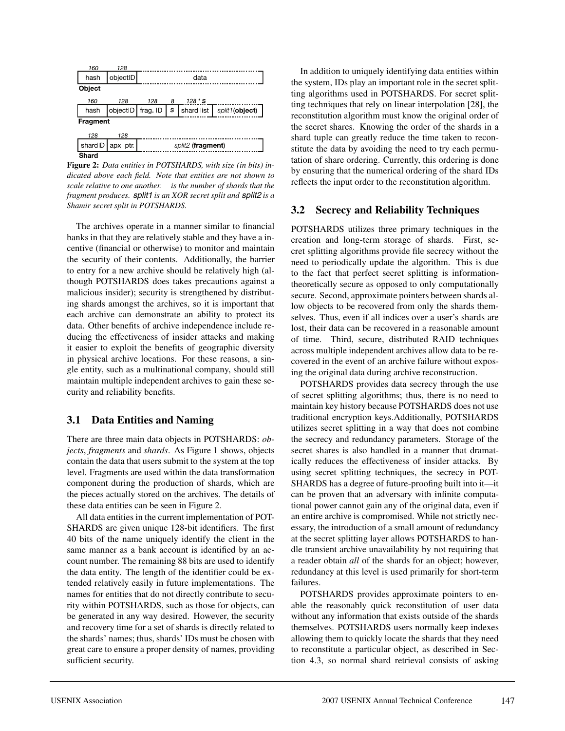| 160 | 128 | |
|---|---|---|
| hash | objectID | data |

**Object**

| 160 | 128 | 128 | 8 | 128 * s | |
|---|---|---|---|---|---|
| hash | objectID | frag. ID | s | shard list | *split1*(**object**) |

**Fragment**

| 128 | 128 | |
|---|---|---|
| shardID | apx. ptr. | *split2* (**fragment**) |

**Shard**

**Figure 2:** *Data entities in POTSHARDS, with size (in bits) indicated above each field. Note that entities are not shown to scale relative to one another. s is the number of shards that the fragment produces. split1 is an XOR secret split and split2 is a Shamir secret split in POTSHARDS.*

The archives operate in a manner similar to financial banks in that they are relatively stable and they have a incentive (financial or otherwise) to monitor and maintain the security of their contents. Additionally, the barrier to entry for a new archive should be relatively high (although POTSHARDS does takes precautions against a malicious insider); security is strengthened by distributing shards amongst the archives, so it is important that each archive can demonstrate an ability to protect its data. Other benefits of archive independence include reducing the effectiveness of insider attacks and making it easier to exploit the benefits of geographic diversity in physical archive locations. For these reasons, a single entity, such as a multinational company, should still maintain multiple independent archives to gain these security and reliability benefits.

### 3.1 Data Entities and Naming

There are three main data objects in POTSHARDS: *objects*, *fragments* and *shards*. As Figure 1 shows, objects contain the data that users submit to the system at the top level. Fragments are used within the data transformation component during the production of shards, which are the pieces actually stored on the archives. The details of these data entities can be seen in Figure 2.

All data entities in the current implementation of POTSHARDS are given unique 128-bit identifiers. The first 40 bits of the name uniquely identify the client in the same manner as a bank account is identified by an account number. The remaining 88 bits are used to identify the data entity. The length of the identifier could be extended relatively easily in future implementations. The names for entities that do not directly contribute to security within POTSHARDS, such as those for objects, can be generated in any way desired. However, the security and recovery time for a set of shards is directly related to the shards' names; thus, shards' IDs must be chosen with great care to ensure a proper density of names, providing sufficient security.

In addition to uniquely identifying data entities within the system, IDs play an important role in the secret splitting algorithms used in POTSHARDS. For secret splitting techniques that rely on linear interpolation [28], the reconstitution algorithm must know the original order of the secret shares. Knowing the order of the shards in a shard tuple can greatly reduce the time taken to reconstitute the data by avoiding the need to try each permutation of share ordering. Currently, this ordering is done by ensuring that the numerical ordering of the shard IDs reflects the input order to the reconstitution algorithm.

### 3.2 Secrecy and Reliability Techniques

POTSHARDS utilizes three primary techniques in the creation and long-term storage of shards. First, secret splitting algorithms provide file secrecy without the need to periodically update the algorithm. This is due to the fact that perfect secret splitting is information-theoretically secure as opposed to only computationally secure. Second, approximate pointers between shards allow objects to be recovered from only the shards themselves. Thus, even if all indices over a user's shards are lost, their data can be recovered in a reasonable amount of time. Third, secure, distributed RAID techniques across multiple independent archives allow data to be recovered in the event of an archive failure without exposing the original data during archive reconstruction.

POTSHARDS provides data secrecy through the use of secret splitting algorithms; thus, there is no need to maintain key history because POTSHARDS does not use traditional encryption keys.Additionally, POTSHARDS utilizes secret splitting in a way that does not combine the secrecy and redundancy parameters. Storage of the secret shares is also handled in a manner that dramatically reduces the effectiveness of insider attacks. By using secret splitting techniques, the secrecy in POTSHARDS has a degree of future-proofing built into it—it can be proven that an adversary with infinite computational power cannot gain any of the original data, even if an entire archive is compromised. While not strictly necessary, the introduction of a small amount of redundancy at the secret splitting layer allows POTSHARDS to handle transient archive unavailability by not requiring that a reader obtain *all* of the shards for an object; however, redundancy at this level is used primarily for short-term failures.

POTSHARDS provides approximate pointers to enable the reasonably quick reconstitution of user data without any information that exists outside of the shards themselves. POTSHARDS users normally keep indexes allowing them to quickly locate the shards that they need to reconstitute a particular object, as described in Section 4.3, so normal shard retrieval consists of asking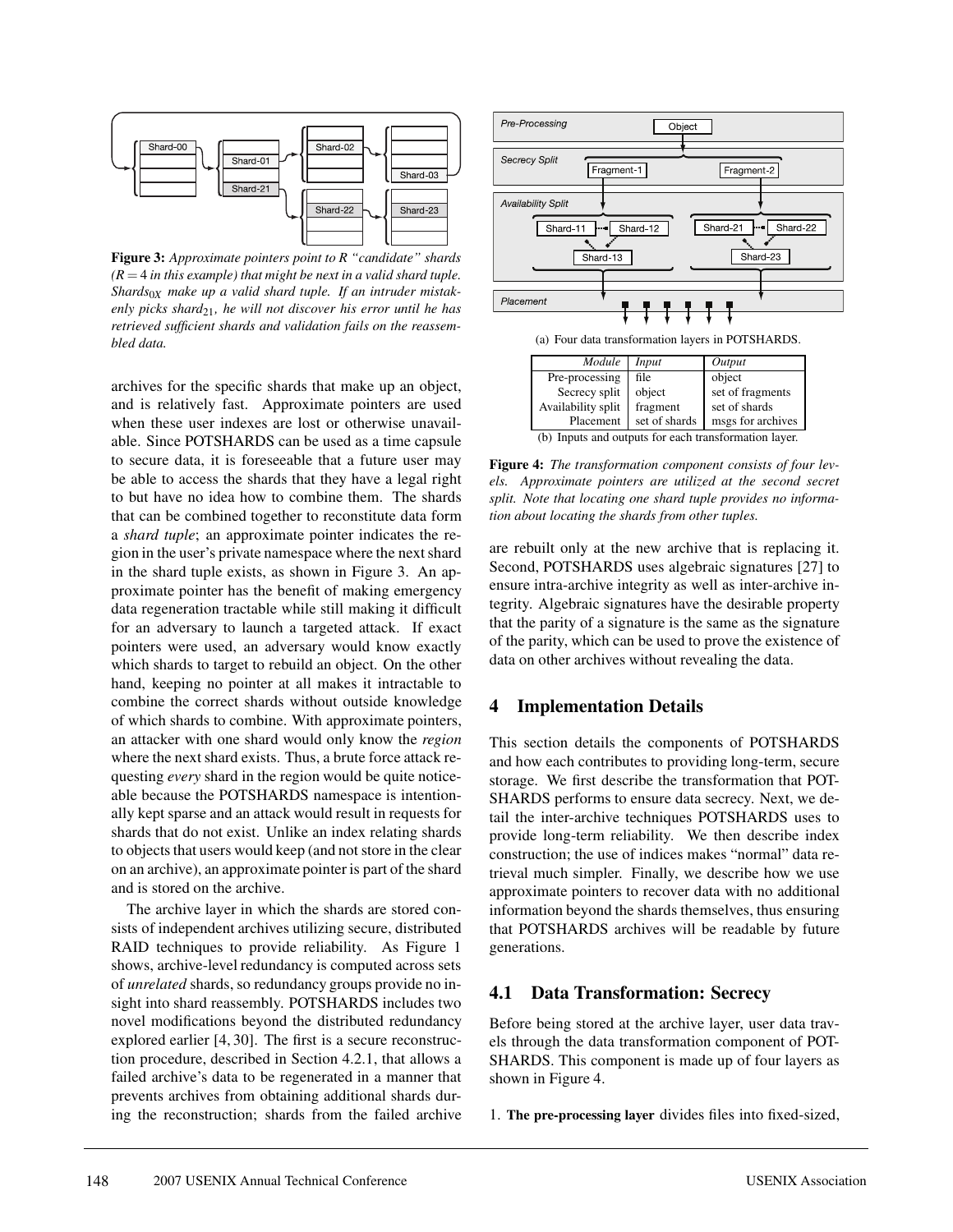**Figure 3:** *Approximate pointers point to R "candidate" shards ($R = 4$ in this example) that might be next in a valid shard tuple. $\text{Shards}_{0X}$ make up a valid shard tuple. If an intruder mistakenly picks $\text{shard}_{21}$, he will not discover his error until he has retrieved sufficient shards and validation fails on the reassembled data.*

archives for the specific shards that make up an object, and is relatively fast. Approximate pointers are used when these user indexes are lost or otherwise unavailable. Since POTSHARDS can be used as a time capsule to secure data, it is foreseeable that a future user may be able to access the shards that they have a legal right to but have no idea how to combine them. The shards that can be combined together to reconstitute data form a *shard tuple*; an approximate pointer indicates the region in the user's private namespace where the next shard in the shard tuple exists, as shown in Figure 3. An approximate pointer has the benefit of making emergency data regeneration tractable while still making it difficult for an adversary to launch a targeted attack. If exact pointers were used, an adversary would know exactly which shards to target to rebuild an object. On the other hand, keeping no pointer at all makes it intractable to combine the correct shards without outside knowledge of which shards to combine. With approximate pointers, an attacker with one shard would only know the *region* where the next shard exists. Thus, a brute force attack requesting *every* shard in the region would be quite noticeable because the POTSHARDS namespace is intentionally kept sparse and an attack would result in requests for shards that do not exist. Unlike an index relating shards to objects that users would keep (and not store in the clear on an archive), an approximate pointer is part of the shard and is stored on the archive.

The archive layer in which the shards are stored consists of independent archives utilizing secure, distributed RAID techniques to provide reliability. As Figure 1 shows, archive-level redundancy is computed across sets of *unrelated* shards, so redundancy groups provide no insight into shard reassembly. POTSHARDS includes two novel modifications beyond the distributed redundancy explored earlier [4, 30]. The first is a secure reconstruction procedure, described in Section 4.2.1, that allows a failed archive's data to be regenerated in a manner that prevents archives from obtaining additional shards during the reconstruction; shards from the failed archive are rebuilt only at the new archive that is replacing it. Second, POTSHARDS uses algebraic signatures [27] to ensure intra-archive integrity as well as inter-archive integrity. Algebraic signatures have the desirable property that the parity of a signature is the same as the signature of the parity, which can be used to prove the existence of data on other archives without revealing the data.

(a) Four data transformation layers in POTSHARDS.

| Module | Input | Output |
|---|---|---|
| Pre-processing | file | object |
| Secrecy split | object | set of fragments |
| Availability split | fragment | set of shards |
| Placement | set of shards | msgs for archives |

(b) Inputs and outputs for each transformation layer.

**Figure 4:** *The transformation component consists of four levels. Approximate pointers are utilized at the second secret split. Note that locating one shard tuple provides no information about locating the shards from other tuples.*

## 4 Implementation Details

This section details the components of POTSHARDS and how each contributes to providing long-term, secure storage. We first describe the transformation that POTSHARDS performs to ensure data secrecy. Next, we detail the inter-archive techniques POTSHARDS uses to provide long-term reliability. We then describe index construction; the use of indices makes "normal" data retrieval much simpler. Finally, we describe how we use approximate pointers to recover data with no additional information beyond the shards themselves, thus ensuring that POTSHARDS archives will be readable by future generations.

### 4.1 Data Transformation: Secrecy

Before being stored at the archive layer, user data travels through the data transformation component of POTSHARDS. This component is made up of four layers as shown in Figure 4.

1. **The pre-processing layer** divides files into fixed-sized,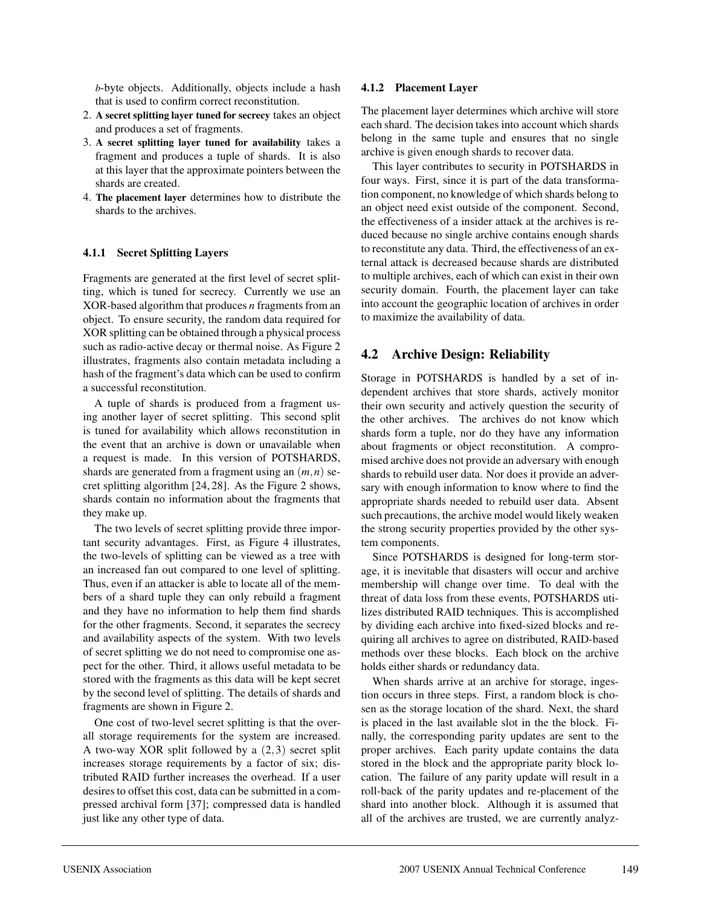*b*-byte objects. Additionally, objects include a hash that is used to confirm correct reconstitution.

2. **A secret splitting layer tuned for secrecy** takes an object and produces a set of fragments.
3. **A secret splitting layer tuned for availability** takes a fragment and produces a tuple of shards. It is also at this layer that the approximate pointers between the shards are created.
4. **The placement layer** determines how to distribute the shards to the archives.

#### 4.1.1 Secret Splitting Layers

Fragments are generated at the first level of secret splitting, which is tuned for secrecy. Currently we use an XOR-based algorithm that produces $n$ fragments from an object. To ensure security, the random data required for XOR splitting can be obtained through a physical process such as radio-active decay or thermal noise. As Figure 2 illustrates, fragments also contain metadata including a hash of the fragment's data which can be used to confirm a successful reconstitution.

A tuple of shards is produced from a fragment using another layer of secret splitting. This second split is tuned for availability which allows reconstitution in the event that an archive is down or unavailable when a request is made. In this version of POTSHARDS, shards are generated from a fragment using an $(m,n)$ secret splitting algorithm [24, 28]. As the Figure 2 shows, shards contain no information about the fragments that they make up.

The two levels of secret splitting provide three important security advantages. First, as Figure 4 illustrates, the two-levels of splitting can be viewed as a tree with an increased fan out compared to one level of splitting. Thus, even if an attacker is able to locate all of the members of a shard tuple they can only rebuild a fragment and they have no information to help them find shards for the other fragments. Second, it separates the secrecy and availability aspects of the system. With two levels of secret splitting we do not need to compromise one aspect for the other. Third, it allows useful metadata to be stored with the fragments as this data will be kept secret by the second level of splitting. The details of shards and fragments are shown in Figure 2.

One cost of two-level secret splitting is that the overall storage requirements for the system are increased. A two-way XOR split followed by a $(2,3)$ secret split increases storage requirements by a factor of six; distributed RAID further increases the overhead. If a user desires to offset this cost, data can be submitted in a compressed archival form [37]; compressed data is handled just like any other type of data.

#### 4.1.2 Placement Layer

The placement layer determines which archive will store each shard. The decision takes into account which shards belong in the same tuple and ensures that no single archive is given enough shards to recover data.

This layer contributes to security in POTSHARDS in four ways. First, since it is part of the data transformation component, no knowledge of which shards belong to an object need exist outside of the component. Second, the effectiveness of a insider attack at the archives is reduced because no single archive contains enough shards to reconstitute any data. Third, the effectiveness of an external attack is decreased because shards are distributed to multiple archives, each of which can exist in their own security domain. Fourth, the placement layer can take into account the geographic location of archives in order to maximize the availability of data.

### 4.2 Archive Design: Reliability

Storage in POTSHARDS is handled by a set of independent archives that store shards, actively monitor their own security and actively question the security of the other archives. The archives do not know which shards form a tuple, nor do they have any information about fragments or object reconstitution. A compromised archive does not provide an adversary with enough shards to rebuild user data. Nor does it provide an adversary with enough information to know where to find the appropriate shards needed to rebuild user data. Absent such precautions, the archive model would likely weaken the strong security properties provided by the other system components.

Since POTSHARDS is designed for long-term storage, it is inevitable that disasters will occur and archive membership will change over time. To deal with the threat of data loss from these events, POTSHARDS utilizes distributed RAID techniques. This is accomplished by dividing each archive into fixed-sized blocks and requiring all archives to agree on distributed, RAID-based methods over these blocks. Each block on the archive holds either shards or redundancy data.

When shards arrive at an archive for storage, ingestion occurs in three steps. First, a random block is chosen as the storage location of the shard. Next, the shard is placed in the last available slot in the the block. Finally, the corresponding parity updates are sent to the proper archives. Each parity update contains the data stored in the block and the appropriate parity block location. The failure of any parity update will result in a roll-back of the parity updates and re-placement of the shard into another block. Although it is assumed that all of the archives are trusted, we are currently analyz-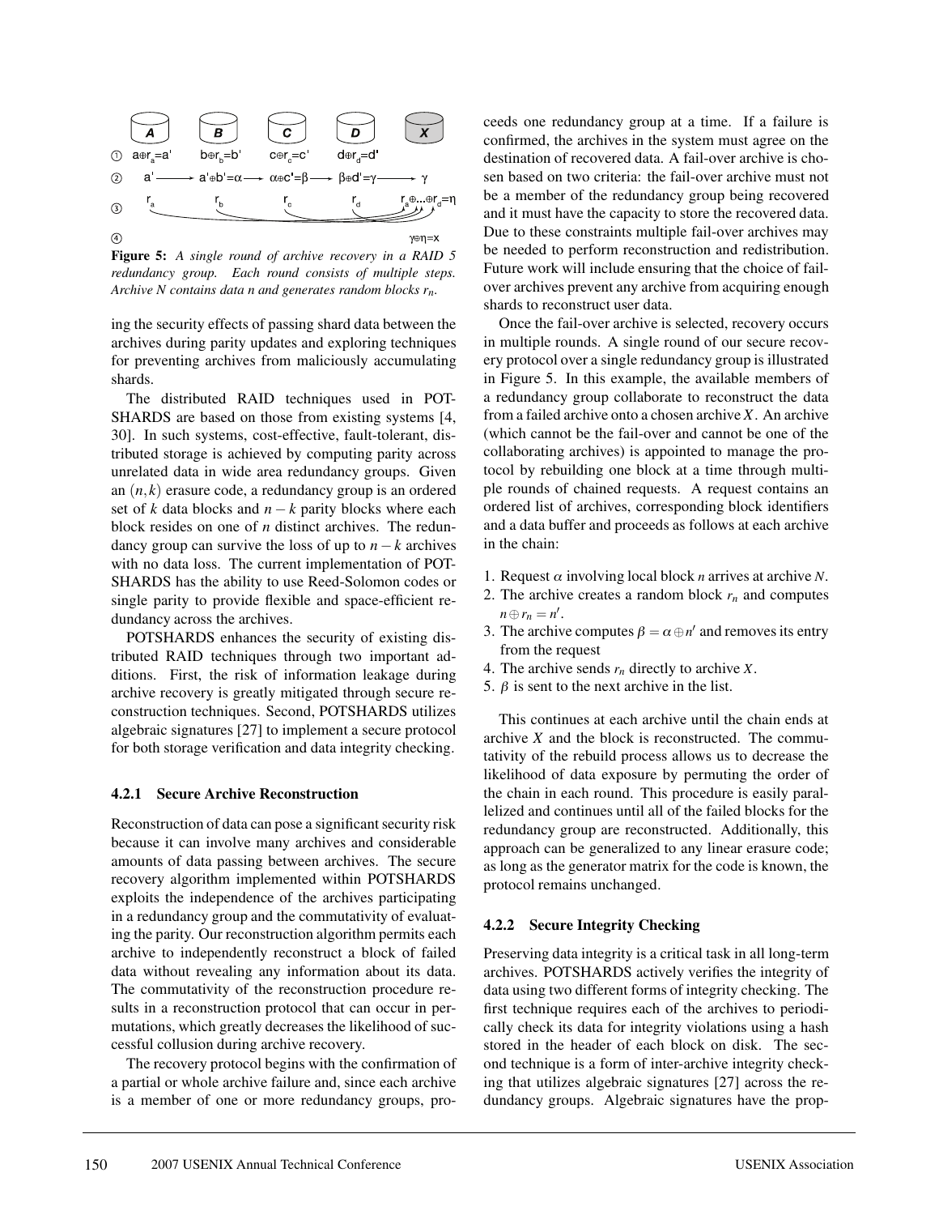**Figure 5:** *A single round of archive recovery in a RAID 5 redundancy group. Each round consists of multiple steps. Archive N contains data n and generates random blocks $r_n$.*

ing the security effects of passing shard data between the archives during parity updates and exploring techniques for preventing archives from maliciously accumulating shards.

The distributed RAID techniques used in POTSHARDS are based on those from existing systems [4, 30]. In such systems, cost-effective, fault-tolerant, distributed storage is achieved by computing parity across unrelated data in wide area redundancy groups. Given an $(n, k)$ erasure code, a redundancy group is an ordered set of $k$ data blocks and $n-k$ parity blocks where each block resides on one of $n$ distinct archives. The redundancy group can survive the loss of up to $n-k$ archives with no data loss. The current implementation of POTSHARDS has the ability to use Reed-Solomon codes or single parity to provide flexible and space-efficient redundancy across the archives.

POTSHARDS enhances the security of existing distributed RAID techniques through two important additions. First, the risk of information leakage during archive recovery is greatly mitigated through secure reconstruction techniques. Second, POTSHARDS utilizes algebraic signatures [27] to implement a secure protocol for both storage verification and data integrity checking.

#### 4.2.1 Secure Archive Reconstruction

Reconstruction of data can pose a significant security risk because it can involve many archives and considerable amounts of data passing between archives. The secure recovery algorithm implemented within POTSHARDS exploits the independence of the archives participating in a redundancy group and the commutativity of evaluating the parity. Our reconstruction algorithm permits each archive to independently reconstruct a block of failed data without revealing any information about its data. The commutativity of the reconstruction procedure results in a reconstruction protocol that can occur in permutations, which greatly decreases the likelihood of successful collusion during archive recovery.

The recovery protocol begins with the confirmation of a partial or whole archive failure and, since each archive is a member of one or more redundancy groups, proceeds one redundancy group at a time. If a failure is confirmed, the archives in the system must agree on the destination of recovered data. A fail-over archive is chosen based on two criteria: the fail-over archive must not be a member of the redundancy group being recovered and it must have the capacity to store the recovered data. Due to these constraints multiple fail-over archives may be needed to perform reconstruction and redistribution. Future work will include ensuring that the choice of fail-over archives prevent any archive from acquiring enough shards to reconstruct user data.

Once the fail-over archive is selected, recovery occurs in multiple rounds. A single round of our secure recovery protocol over a single redundancy group is illustrated in Figure 5. In this example, the available members of a redundancy group collaborate to reconstruct the data from a failed archive onto a chosen archive $X$. An archive (which cannot be the fail-over and cannot be one of the collaborating archives) is appointed to manage the protocol by rebuilding one block at a time through multiple rounds of chained requests. A request contains an ordered list of archives, corresponding block identifiers and a data buffer and proceeds as follows at each archive in the chain:

1. Request $\alpha$ involving local block $n$ arrives at archive $N$.
2. The archive creates a random block $r_n$ and computes $n \oplus r_n = n'$.
3. The archive computes $\beta = \alpha \oplus n'$ and removes its entry from the request
4. The archive sends $r_n$ directly to archive $X$.
5. $\beta$ is sent to the next archive in the list.

This continues at each archive until the chain ends at archive $X$ and the block is reconstructed. The commutativity of the rebuild process allows us to decrease the likelihood of data exposure by permuting the order of the chain in each round. This procedure is easily parallelized and continues until all of the failed blocks for the redundancy group are reconstructed. Additionally, this approach can be generalized to any linear erasure code; as long as the generator matrix for the code is known, the protocol remains unchanged.

#### 4.2.2 Secure Integrity Checking

Preserving data integrity is a critical task in all long-term archives. POTSHARDS actively verifies the integrity of data using two different forms of integrity checking. The first technique requires each of the archives to periodically check its data for integrity violations using a hash stored in the header of each block on disk. The second technique is a form of inter-archive integrity checking that utilizes algebraic signatures [27] across the redundancy groups. Algebraic signatures have the prop-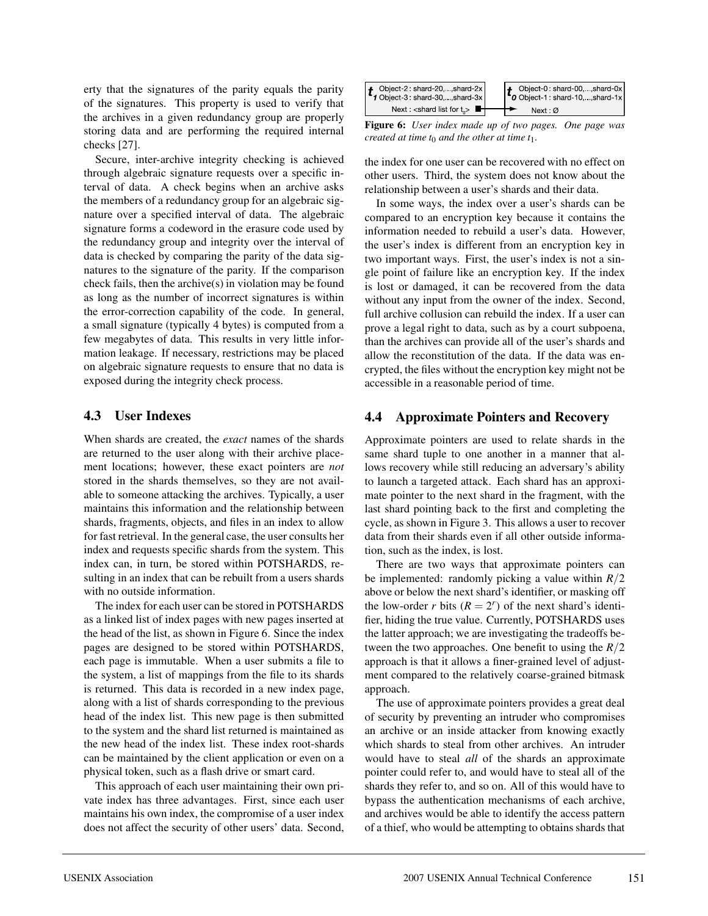erty that the signatures of the parity equals the parity of the signatures. This property is used to verify that the archives in a given redundancy group are properly storing data and are performing the required internal checks [27].

Secure, inter-archive integrity checking is achieved through algebraic signature requests over a specific interval of data. A check begins when an archive asks the members of a redundancy group for an algebraic signature over a specified interval of data. The algebraic signature forms a codeword in the erasure code used by the redundancy group and integrity over the interval of data is checked by comparing the parity of the data signatures to the signature of the parity. If the comparison check fails, then the archive(s) in violation may be found as long as the number of incorrect signatures is within the error-correction capability of the code. In general, a small signature (typically 4 bytes) is computed from a few megabytes of data. This results in very little information leakage. If necessary, restrictions may be placed on algebraic signature requests to ensure that no data is exposed during the integrity check process.

## 4.3 User Indexes

When shards are created, the *exact* names of the shards are returned to the user along with their archive placement locations; however, these exact pointers are *not* stored in the shards themselves, so they are not available to someone attacking the archives. Typically, a user maintains this information and the relationship between shards, fragments, objects, and files in an index to allow for fast retrieval. In the general case, the user consults her index and requests specific shards from the system. This index can, in turn, be stored within POTSHARDS, resulting in an index that can be rebuilt from a users shards with no outside information.

The index for each user can be stored in POTSHARDS as a linked list of index pages with new pages inserted at the head of the list, as shown in Figure 6. Since the index pages are designed to be stored within POTSHARDS, each page is immutable. When a user submits a file to the system, a list of mappings from the file to its shards is returned. This data is recorded in a new index page, along with a list of shards corresponding to the previous head of the index list. This new page is then submitted to the system and the shard list returned is maintained as the new head of the index list. These index root-shards can be maintained by the client application or even on a physical token, such as a flash drive or smart card.

This approach of each user maintaining their own private index has three advantages. First, since each user maintains his own index, the compromise of a user index does not affect the security of other users' data. Second, the index for one user can be recovered with no effect on other users. Third, the system does not know about the relationship between a user's shards and their data.

| $t_1$ | Object-2 : shard-20,...,shard-2x<br>Object-3 : shard-30,...,shard-3x<br>Next : <shard list for $t_0$> | → | $t_0$ | Object-0 : shard-00,...,shard-0x<br>Object-1 : shard-10,...,shard-1x<br>Next : Ø |
|---|---|---|---|---|

**Figure 6:** *User index made up of two pages. One page was created at time $t_0$ and the other at time $t_1$.*

In some ways, the index over a user's shards can be compared to an encryption key because it contains the information needed to rebuild a user's data. However, the user's index is different from an encryption key in two important ways. First, the user's index is not a single point of failure like an encryption key. If the index is lost or damaged, it can be recovered from the data without any input from the owner of the index. Second, full archive collusion can rebuild the index. If a user can prove a legal right to data, such as by a court subpoena, than the archives can provide all of the user's shards and allow the reconstitution of the data. If the data was encrypted, the files without the encryption key might not be accessible in a reasonable period of time.

## 4.4 Approximate Pointers and Recovery

Approximate pointers are used to relate shards in the same shard tuple to one another in a manner that allows recovery while still reducing an adversary's ability to launch a targeted attack. Each shard has an approximate pointer to the next shard in the fragment, with the last shard pointing back to the first and completing the cycle, as shown in Figure 3. This allows a user to recover data from their shards even if all other outside information, such as the index, is lost.

There are two ways that approximate pointers can be implemented: randomly picking a value within $R/2$ above or below the next shard's identifier, or masking off the low-order $r$ bits ($R = 2^r$) of the next shard's identifier, hiding the true value. Currently, POTSHARDS uses the latter approach; we are investigating the tradeoffs between the two approaches. One benefit to using the $R/2$ approach is that it allows a finer-grained level of adjustment compared to the relatively coarse-grained bitmask approach.

The use of approximate pointers provides a great deal of security by preventing an intruder who compromises an archive or an inside attacker from knowing exactly which shards to steal from other archives. An intruder would have to steal *all* of the shards an approximate pointer could refer to, and would have to steal all of the shards they refer to, and so on. All of this would have to bypass the authentication mechanisms of each archive, and archives would be able to identify the access pattern of a thief, who would be attempting to obtains shards that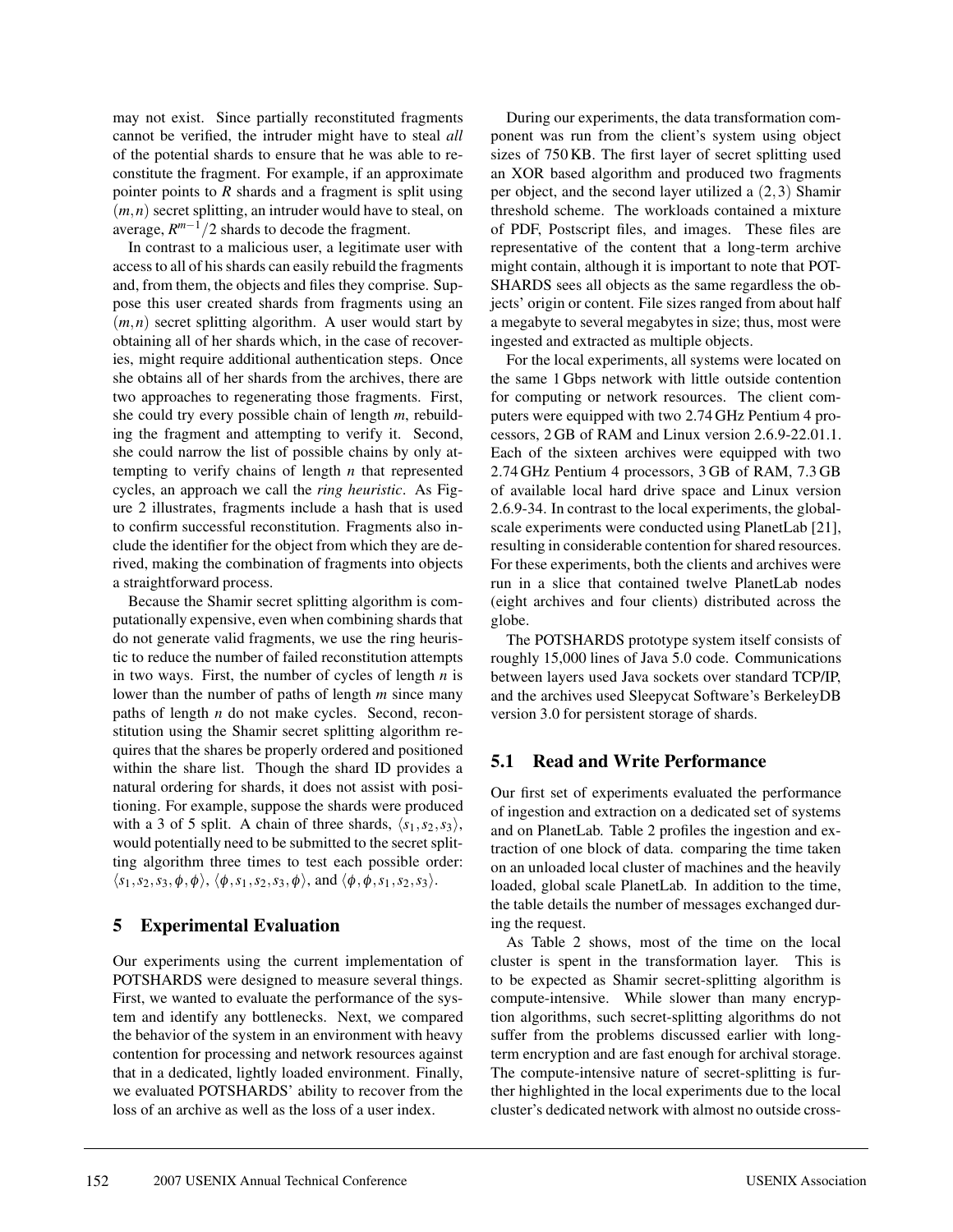may not exist. Since partially reconstituted fragments cannot be verified, the intruder might have to steal *all* of the potential shards to ensure that he was able to reconstitute the fragment. For example, if an approximate pointer points to $R$ shards and a fragment is split using $(m,n)$ secret splitting, an intruder would have to steal, on average, $R^{m-1}/2$ shards to decode the fragment.

In contrast to a malicious user, a legitimate user with access to all of his shards can easily rebuild the fragments and, from them, the objects and files they comprise. Suppose this user created shards from fragments using an $(m,n)$ secret splitting algorithm. A user would start by obtaining all of her shards which, in the case of recoveries, might require additional authentication steps. Once she obtains all of her shards from the archives, there are two approaches to regenerating those fragments. First, she could try every possible chain of length $m$, rebuilding the fragment and attempting to verify it. Second, she could narrow the list of possible chains by only attempting to verify chains of length $n$ that represented cycles, an approach we call the *ring heuristic*. As Figure 2 illustrates, fragments include a hash that is used to confirm successful reconstitution. Fragments also include the identifier for the object from which they are derived, making the combination of fragments into objects a straightforward process.

Because the Shamir secret splitting algorithm is computationally expensive, even when combining shards that do not generate valid fragments, we use the ring heuristic to reduce the number of failed reconstitution attempts in two ways. First, the number of cycles of length $n$ is lower than the number of paths of length $m$ since many paths of length $n$ do not make cycles. Second, reconstitution using the Shamir secret splitting algorithm requires that the shares be properly ordered and positioned within the share list. Though the shard ID provides a natural ordering for shards, it does not assist with positioning. For example, suppose the shards were produced with a 3 of 5 split. A chain of three shards, $\langle s_1, s_2, s_3 \rangle$, would potentially need to be submitted to the secret splitting algorithm three times to test each possible order: $\langle s_1, s_2, s_3, \phi, \phi \rangle$, $\langle \phi, s_1, s_2, s_3, \phi \rangle$, and $\langle \phi, \phi, s_1, s_2, s_3 \rangle$.

## 5 Experimental Evaluation

Our experiments using the current implementation of POTSHARDS were designed to measure several things. First, we wanted to evaluate the performance of the system and identify any bottlenecks. Next, we compared the behavior of the system in an environment with heavy contention for processing and network resources against that in a dedicated, lightly loaded environment. Finally, we evaluated POTSHARDS' ability to recover from the loss of an archive as well as the loss of a user index.

During our experiments, the data transformation component was run from the client's system using object sizes of 750 KB. The first layer of secret splitting used an XOR based algorithm and produced two fragments per object, and the second layer utilized a $(2,3)$ Shamir threshold scheme. The workloads contained a mixture of PDF, Postscript files, and images. These files are representative of the content that a long-term archive might contain, although it is important to note that POTSHARDS sees all objects as the same regardless the objects' origin or content. File sizes ranged from about half a megabyte to several megabytes in size; thus, most were ingested and extracted as multiple objects.

For the local experiments, all systems were located on the same 1 Gbps network with little outside contention for computing or network resources. The client computers were equipped with two 2.74 GHz Pentium 4 processors, 2 GB of RAM and Linux version 2.6.9-22.01.1. Each of the sixteen archives were equipped with two 2.74 GHz Pentium 4 processors, 3 GB of RAM, 7.3 GB of available local hard drive space and Linux version 2.6.9-34. In contrast to the local experiments, the global-scale experiments were conducted using PlanetLab [21], resulting in considerable contention for shared resources. For these experiments, both the clients and archives were run in a slice that contained twelve PlanetLab nodes (eight archives and four clients) distributed across the globe.

The POTSHARDS prototype system itself consists of roughly 15,000 lines of Java 5.0 code. Communications between layers used Java sockets over standard TCP/IP, and the archives used Sleepycat Software's BerkeleyDB version 3.0 for persistent storage of shards.

### 5.1 Read and Write Performance

Our first set of experiments evaluated the performance of ingestion and extraction on a dedicated set of systems and on PlanetLab. Table 2 profiles the ingestion and extraction of one block of data. comparing the time taken on an unloaded local cluster of machines and the heavily loaded, global scale PlanetLab. In addition to the time, the table details the number of messages exchanged during the request.

As Table 2 shows, most of the time on the local cluster is spent in the transformation layer. This is to be expected as Shamir secret-splitting algorithm is compute-intensive. While slower than many encryption algorithms, such secret-splitting algorithms do not suffer from the problems discussed earlier with long-term encryption and are fast enough for archival storage. The compute-intensive nature of secret-splitting is further highlighted in the local experiments due to the local cluster's dedicated network with almost no outside cross-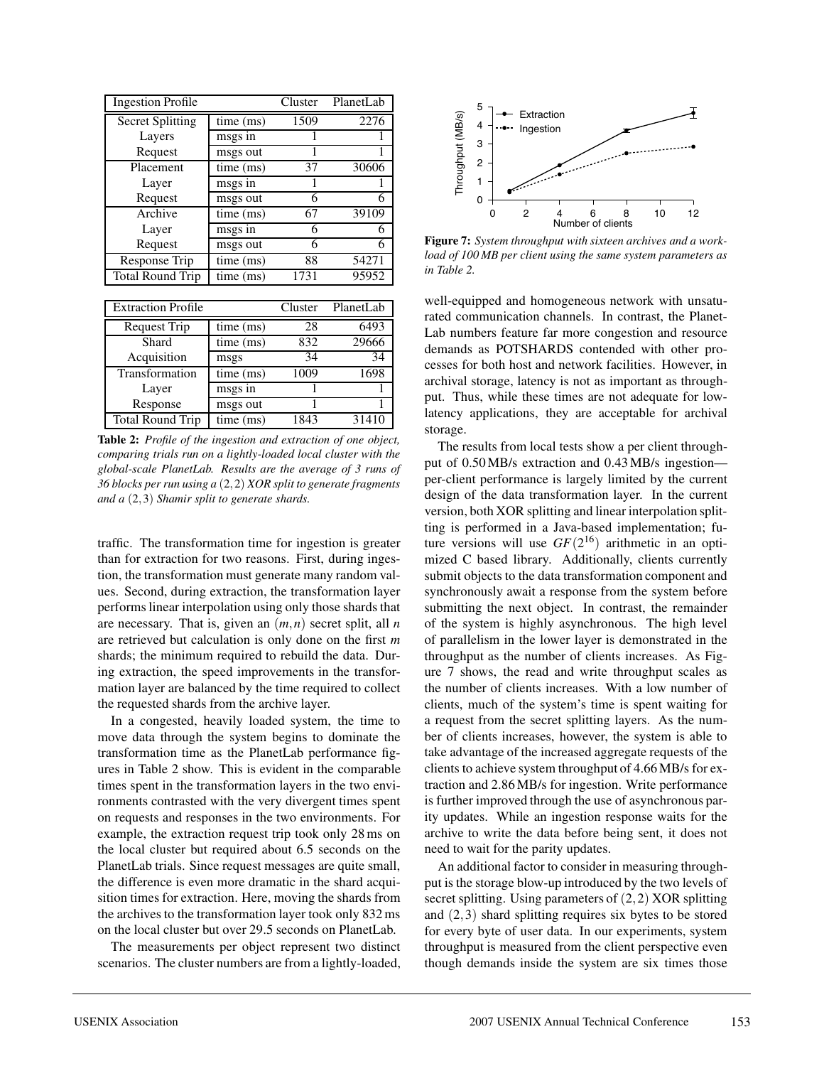| Ingestion Profile | | Cluster | PlanetLab |
|---|---|---|---|
| Secret Splitting Layers Request | time (ms) | 1509 | 2276 |
| | msgs in | 1 | 1 |
| | msgs out | 1 | 1 |
| Placement Layer Request | time (ms) | 37 | 30606 |
| | msgs in | 1 | 1 |
| | msgs out | 6 | 6 |
| Archive Layer Request | time (ms) | 67 | 39109 |
| | msgs in | 6 | 6 |
| | msgs out | 6 | 6 |
| Response Trip | time (ms) | 88 | 54271 |
| Total Round Trip | time (ms) | 1731 | 95952 |

| Extraction Profile | | Cluster | PlanetLab |
|---|---|---|---|
| Request Trip | time (ms) | 28 | 6493 |
| Shard Acquisition | time (ms) | 832 | 29666 |
| | msgs | 34 | 34 |
| Transformation Layer Response | time (ms) | 1009 | 1698 |
| | msgs in | 1 | 1 |
| | msgs out | 1 | 1 |
| Total Round Trip | time (ms) | 1843 | 31410 |

**Table 2:** *Profile of the ingestion and extraction of one object, comparing trials run on a lightly-loaded local cluster with the global-scale PlanetLab. Results are the average of 3 runs of 36 blocks per run using a $(2,2)$ XOR split to generate fragments and a $(2,3)$ Shamir split to generate shards.*

traffic. The transformation time for ingestion is greater than for extraction for two reasons. First, during ingestion, the transformation must generate many random values. Second, during extraction, the transformation layer performs linear interpolation using only those shards that are necessary. That is, given an $(m,n)$ secret split, all $n$ are retrieved but calculation is only done on the first $m$ shards; the minimum required to rebuild the data. During extraction, the speed improvements in the transformation layer are balanced by the time required to collect the requested shards from the archive layer.

In a congested, heavily loaded system, the time to move data through the system begins to dominate the transformation time as the PlanetLab performance figures in Table 2 show. This is evident in the comparable times spent in the transformation layers in the two environments contrasted with the very divergent times spent on requests and responses in the two environments. For example, the extraction request trip took only 28 ms on the local cluster but required about 6.5 seconds on the PlanetLab trials. Since request messages are quite small, the difference is even more dramatic in the shard acquisition times for extraction. Here, moving the shards from the archives to the transformation layer took only 832 ms on the local cluster but over 29.5 seconds on PlanetLab.

The measurements per object represent two distinct scenarios. The cluster numbers are from a lightly-loaded, well-equipped and homogeneous network with unsaturated communication channels. In contrast, the PlanetLab numbers feature far more congestion and resource demands as POTSHARDS contended with other processes for both host and network facilities. However, in archival storage, latency is not as important as throughput. Thus, while these times are not adequate for low-latency applications, they are acceptable for archival storage.

**Figure 7:** *System throughput with sixteen archives and a workload of 100 MB per client using the same system parameters as in Table 2.*

The results from local tests show a per client throughput of 0.50 MB/s extraction and 0.43 MB/s ingestion—per-client performance is largely limited by the current design of the data transformation layer. In the current version, both XOR splitting and linear interpolation splitting is performed in a Java-based implementation; future versions will use $GF(2^{16})$ arithmetic in an optimized C based library. Additionally, clients currently submit objects to the data transformation component and synchronously await a response from the system before submitting the next object. In contrast, the remainder of the system is highly asynchronous. The high level of parallelism in the lower layer is demonstrated in the throughput as the number of clients increases. As Figure 7 shows, the read and write throughput scales as the number of clients increases. With a low number of clients, much of the system's time is spent waiting for a request from the secret splitting layers. As the number of clients increases, however, the system is able to take advantage of the increased aggregate requests of the clients to achieve system throughput of 4.66 MB/s for extraction and 2.86 MB/s for ingestion. Write performance is further improved through the use of asynchronous parity updates. While an ingestion response waits for the archive to write the data before being sent, it does not need to wait for the parity updates.

An additional factor to consider in measuring throughput is the storage blow-up introduced by the two levels of secret splitting. Using parameters of $(2,2)$ XOR splitting and $(2,3)$ shard splitting requires six bytes to be stored for every byte of user data. In our experiments, system throughput is measured from the client perspective even though demands inside the system are six times those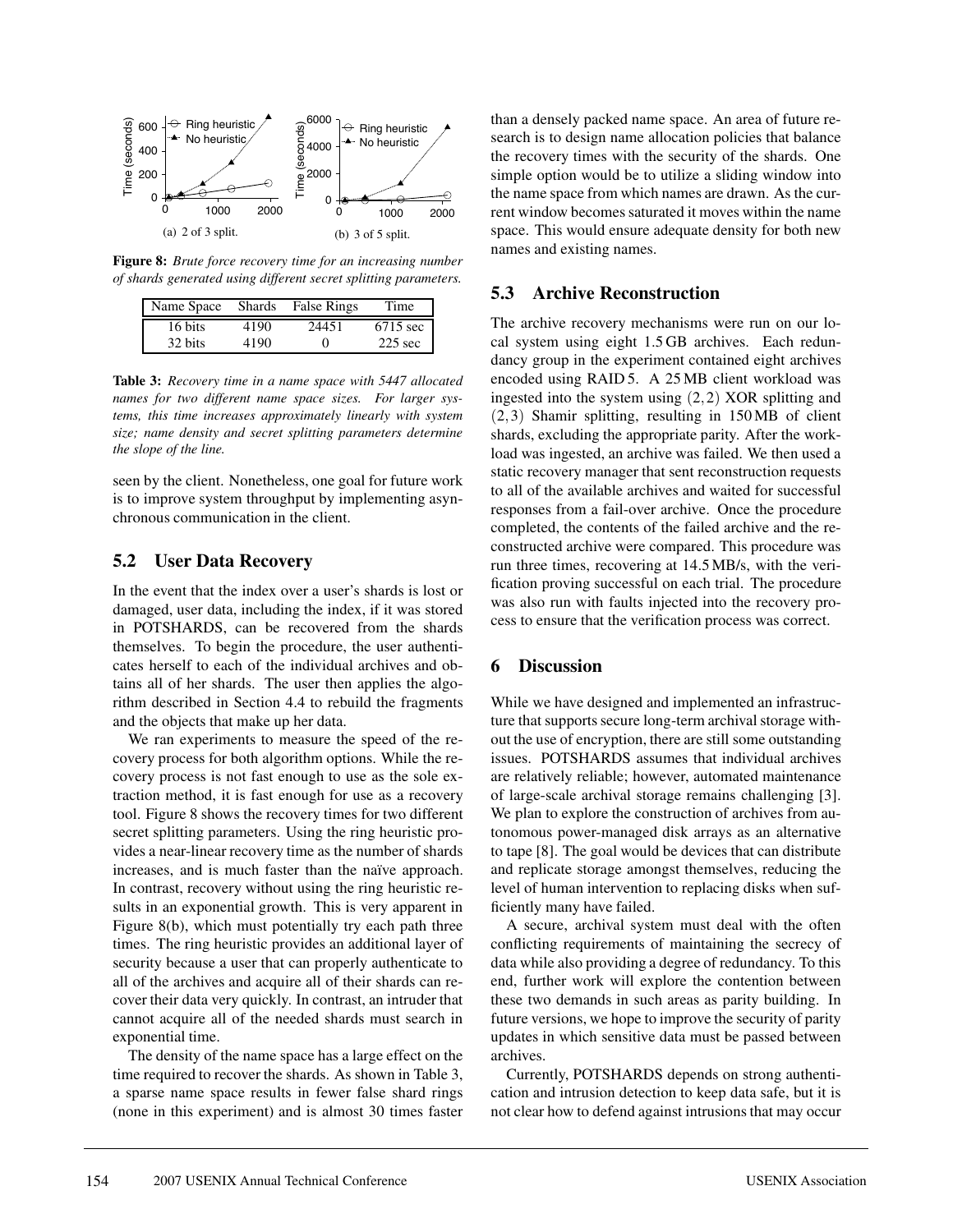Figure 8: *Brute force recovery time for an increasing number of shards generated using different secret splitting parameters.*

| Name Space | Shards | False Rings | Time |
|---|---|---|---|
| 16 bits | 4190 | 24451 | 6715 sec |
| 32 bits | 4190 | 0 | 225 sec |

**Table 3:** *Recovery time in a name space with 5447 allocated names for two different name space sizes. For larger systems, this time increases approximately linearly with system size; name density and secret splitting parameters determine the slope of the line.*

seen by the client. Nonetheless, one goal for future work is to improve system throughput by implementing asynchronous communication in the client.

## 5.2 User Data Recovery

In the event that the index over a user's shards is lost or damaged, user data, including the index, if it was stored in POTSHARDS, can be recovered from the shards themselves. To begin the procedure, the user authenticates herself to each of the individual archives and obtains all of her shards. The user then applies the algorithm described in Section 4.4 to rebuild the fragments and the objects that make up her data.

We ran experiments to measure the speed of the recovery process for both algorithm options. While the recovery process is not fast enough to use as the sole extraction method, it is fast enough for use as a recovery tool. Figure 8 shows the recovery times for two different secret splitting parameters. Using the ring heuristic provides a near-linear recovery time as the number of shards increases, and is much faster than the naïve approach. In contrast, recovery without using the ring heuristic results in an exponential growth. This is very apparent in Figure 8(b), which must potentially try each path three times. The ring heuristic provides an additional layer of security because a user that can properly authenticate to all of the archives and acquire all of their shards can recover their data very quickly. In contrast, an intruder that cannot acquire all of the needed shards must search in exponential time.

The density of the name space has a large effect on the time required to recover the shards. As shown in Table 3, a sparse name space results in fewer false shard rings (none in this experiment) and is almost 30 times faster than a densely packed name space. An area of future research is to design name allocation policies that balance the recovery times with the security of the shards. One simple option would be to utilize a sliding window into the name space from which names are drawn. As the current window becomes saturated it moves within the name space. This would ensure adequate density for both new names and existing names.

## 5.3 Archive Reconstruction

The archive recovery mechanisms were run on our local system using eight 1.5 GB archives. Each redundancy group in the experiment contained eight archives encoded using RAID 5. A 25 MB client workload was ingested into the system using $(2,2)$ XOR splitting and $(2,3)$ Shamir splitting, resulting in 150 MB of client shards, excluding the appropriate parity. After the workload was ingested, an archive was failed. We then used a static recovery manager that sent reconstruction requests to all of the available archives and waited for successful responses from a fail-over archive. Once the procedure completed, the contents of the failed archive and the reconstructed archive were compared. This procedure was run three times, recovering at 14.5 MB/s, with the verification proving successful on each trial. The procedure was also run with faults injected into the recovery process to ensure that the verification process was correct.

# 6 Discussion

While we have designed and implemented an infrastructure that supports secure long-term archival storage without the use of encryption, there are still some outstanding issues. POTSHARDS assumes that individual archives are relatively reliable; however, automated maintenance of large-scale archival storage remains challenging [3]. We plan to explore the construction of archives from autonomous power-managed disk arrays as an alternative to tape [8]. The goal would be devices that can distribute and replicate storage amongst themselves, reducing the level of human intervention to replacing disks when sufficiently many have failed.

A secure, archival system must deal with the often conflicting requirements of maintaining the secrecy of data while also providing a degree of redundancy. To this end, further work will explore the contention between these two demands in such areas as parity building. In future versions, we hope to improve the security of parity updates in which sensitive data must be passed between archives.

Currently, POTSHARDS depends on strong authentication and intrusion detection to keep data safe, but it is not clear how to defend against intrusions that may occur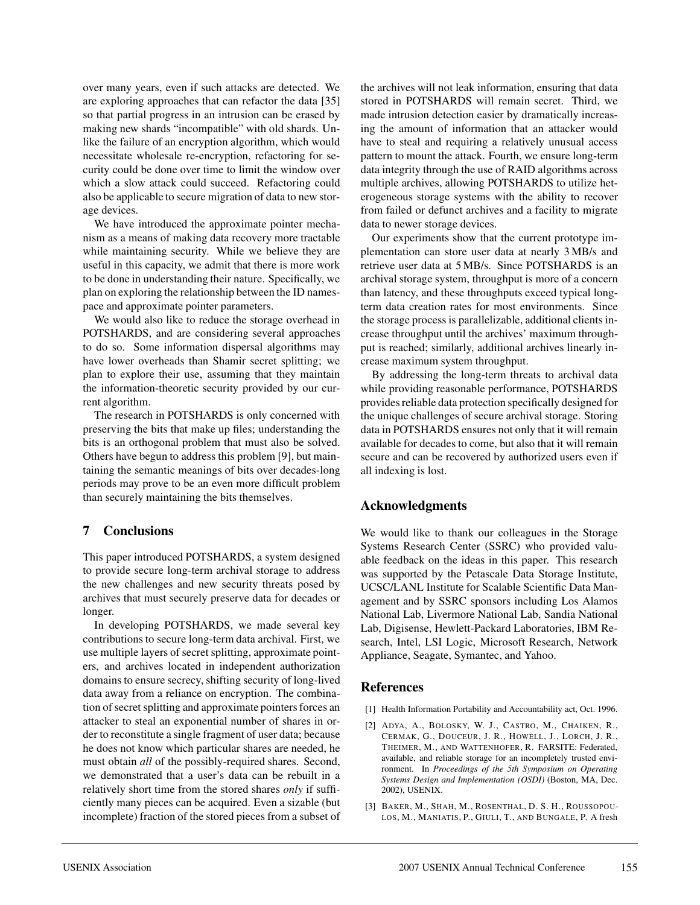over many years, even if such attacks are detected. We are exploring approaches that can refactor the data [35] so that partial progress in an intrusion can be erased by making new shards "incompatible" with old shards. Unlike the failure of an encryption algorithm, which would necessitate wholesale re-encryption, refactoring for security could be done over time to limit the window over which a slow attack could succeed. Refactoring could also be applicable to secure migration of data to new storage devices.

We have introduced the approximate pointer mechanism as a means of making data recovery more tractable while maintaining security. While we believe they are useful in this capacity, we admit that there is more work to be done in understanding their nature. Specifically, we plan on exploring the relationship between the ID namespace and approximate pointer parameters.

We would also like to reduce the storage overhead in POTSHARDS, and are considering several approaches to do so. Some information dispersal algorithms may have lower overheads than Shamir secret splitting; we plan to explore their use, assuming that they maintain the information-theoretic security provided by our current algorithm.

The research in POTSHARDS is only concerned with preserving the bits that make up files; understanding the bits is an orthogonal problem that must also be solved. Others have begun to address this problem [9], but maintaining the semantic meanings of bits over decades-long periods may prove to be an even more difficult problem than securely maintaining the bits themselves.

## 7 Conclusions

This paper introduced POTSHARDS, a system designed to provide secure long-term archival storage to address the new challenges and new security threats posed by archives that must securely preserve data for decades or longer.

In developing POTSHARDS, we made several key contributions to secure long-term data archival. First, we use multiple layers of secret splitting, approximate pointers, and archives located in independent authorization domains to ensure secrecy, shifting security of long-lived data away from a reliance on encryption. The combination of secret splitting and approximate pointers forces an attacker to steal an exponential number of shares in order to reconstitute a single fragment of user data; because he does not know which particular shares are needed, he must obtain *all* of the possibly-required shares. Second, we demonstrated that a user's data can be rebuilt in a relatively short time from the stored shares *only* if sufficiently many pieces can be acquired. Even a sizable (but incomplete) fraction of the stored pieces from a subset of the archives will not leak information, ensuring that data stored in POTSHARDS will remain secret. Third, we made intrusion detection easier by dramatically increasing the amount of information that an attacker would have to steal and requiring a relatively unusual access pattern to mount the attack. Fourth, we ensure long-term data integrity through the use of RAID algorithms across multiple archives, allowing POTSHARDS to utilize heterogeneous storage systems with the ability to recover from failed or defunct archives and a facility to migrate data to newer storage devices.

Our experiments show that the current prototype implementation can store user data at nearly 3 MB/s and retrieve user data at 5 MB/s. Since POTSHARDS is an archival storage system, throughput is more of a concern than latency, and these throughputs exceed typical long-term data creation rates for most environments. Since the storage process is parallelizable, additional clients increase throughput until the archives' maximum throughput is reached; similarly, additional archives linearly increase maximum system throughput.

By addressing the long-term threats to archival data while providing reasonable performance, POTSHARDS provides reliable data protection specifically designed for the unique challenges of secure archival storage. Storing data in POTSHARDS ensures not only that it will remain available for decades to come, but also that it will remain secure and can be recovered by authorized users even if all indexing is lost.

## Acknowledgments

We would like to thank our colleagues in the Storage Systems Research Center (SSRC) who provided valuable feedback on the ideas in this paper. This research was supported by the Petascale Data Storage Institute, UCSC/LANL Institute for Scalable Scientific Data Management and by SSRC sponsors including Los Alamos National Lab, Livermore National Lab, Sandia National Lab, Digisense, Hewlett-Packard Laboratories, IBM Research, Intel, LSI Logic, Microsoft Research, Network Appliance, Seagate, Symantec, and Yahoo.

## References

[1] Health Information Portability and Accountability act, Oct. 1996.

[2] Adya, A., Bolosky, W. J., Castro, M., Chaiken, R., Cermak, G., Douceur, J. R., Howell, J., Lorch, J. R., Theimer, M., and Wattenhofer, R. FARSITE: Federated, available, and reliable storage for an incompletely trusted environment. In *Proceedings of the 5th Symposium on Operating Systems Design and Implementation (OSDI)* (Boston, MA, Dec. 2002), USENIX.

[3] Baker, M., Shah, M., Rosenthal, D. S. H., Roussopoulos, M., Maniatis, P., Giuli, T., and Bungale, P. A fresh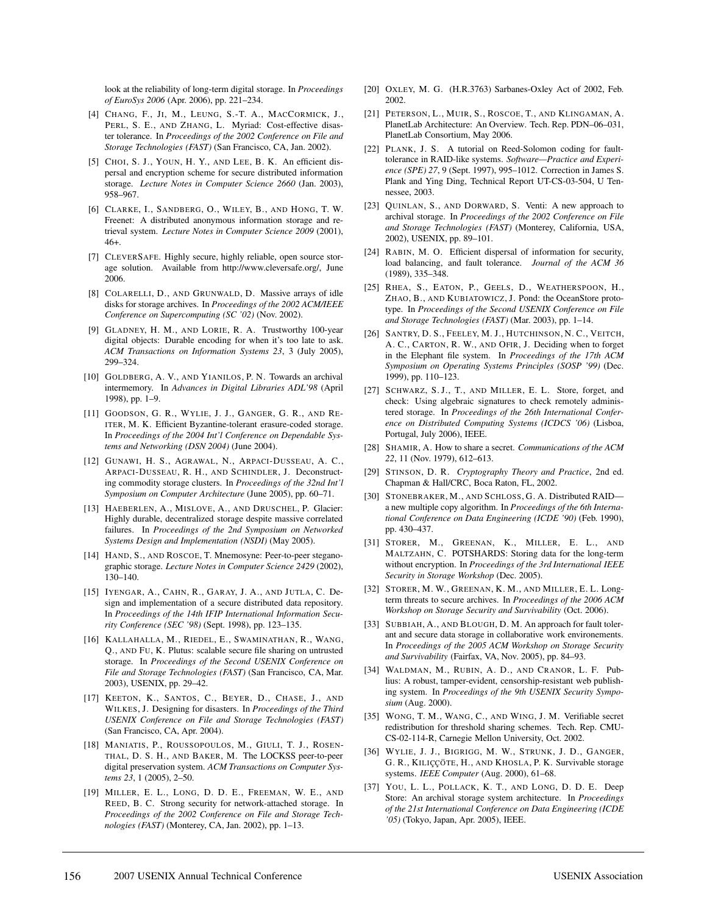look at the reliability of long-term digital storage. In *Proceedings of EuroSys 2006* (Apr. 2006), pp. 221–234.

[4] CHANG, F., JI, M., LEUNG, S.-T. A., MACCORMICK, J., PERL, S. E., AND ZHANG, L. Myriad: Cost-effective disaster tolerance. In *Proceedings of the 2002 Conference on File and Storage Technologies (FAST)* (San Francisco, CA, Jan. 2002).

[5] CHOI, S. J., YOUN, H. Y., AND LEE, B. K. An efficient dispersal and encryption scheme for secure distributed information storage. *Lecture Notes in Computer Science 2660* (Jan. 2003), 958–967.

[6] CLARKE, I., SANDBERG, O., WILEY, B., AND HONG, T. W. Freenet: A distributed anonymous information storage and retrieval system. *Lecture Notes in Computer Science 2009* (2001), 46+.

[7] CLEVERSAFE. Highly secure, highly reliable, open source storage solution. Available from http://www.cleversafe.org/, June 2006.

[8] COLARELLI, D., AND GRUNWALD, D. Massive arrays of idle disks for storage archives. In *Proceedings of the 2002 ACM/IEEE Conference on Supercomputing (SC '02)* (Nov. 2002).

[9] GLADNEY, H. M., AND LORIE, R. A. Trustworthy 100-year digital objects: Durable encoding for when it's too late to ask. *ACM Transactions on Information Systems 23*, 3 (July 2005), 299–324.

[10] GOLDBERG, A. V., AND YIANILOS, P. N. Towards an archival intermemory. In *Advances in Digital Libraries ADL'98* (April 1998), pp. 1–9.

[11] GOODSON, G. R., WYLIE, J. J., GANGER, G. R., AND REITER, M. K. Efficient Byzantine-tolerant erasure-coded storage. In *Proceedings of the 2004 Int'l Conference on Dependable Systems and Networking (DSN 2004)* (June 2004).

[12] GUNAWI, H. S., AGRAWAL, N., ARPACI-DUSSEAU, A. C., ARPACI-DUSSEAU, R. H., AND SCHINDLER, J. Deconstructing commodity storage clusters. In *Proceedings of the 32nd Int'l Symposium on Computer Architecture* (June 2005), pp. 60–71.

[13] HAEBERLEN, A., MISLOVE, A., AND DRUSCHEL, P. Glacier: Highly durable, decentralized storage despite massive correlated failures. In *Proceedings of the 2nd Symposium on Networked Systems Design and Implementation (NSDI)* (May 2005).

[14] HAND, S., AND ROSCOE, T. Mnemosyne: Peer-to-peer steganographic storage. *Lecture Notes in Computer Science 2429* (2002), 130–140.

[15] IYENGAR, A., CAHN, R., GARAY, J. A., AND JUTLA, C. Design and implementation of a secure distributed data repository. In *Proceedings of the 14th IFIP International Information Security Conference (SEC '98)* (Sept. 1998), pp. 123–135.

[16] KALLAHALLA, M., RIEDEL, E., SWAMINATHAN, R., WANG, Q., AND FU, K. Plutus: scalable secure file sharing on untrusted storage. In *Proceedings of the Second USENIX Conference on File and Storage Technologies (FAST)* (San Francisco, CA, Mar. 2003), USENIX, pp. 29–42.

[17] KEETON, K., SANTOS, C., BEYER, D., CHASE, J., AND WILKES, J. Designing for disasters. In *Proceedings of the Third USENIX Conference on File and Storage Technologies (FAST)* (San Francisco, CA, Apr. 2004).

[18] MANIATIS, P., ROUSSOPOULOS, M., GIULI, T. J., ROSENTHAL, D. S. H., AND BAKER, M. The LOCKSS peer-to-peer digital preservation system. *ACM Transactions on Computer Systems 23*, 1 (2005), 2–50.

[19] MILLER, E. L., LONG, D. D. E., FREEMAN, W. E., AND REED, B. C. Strong security for network-attached storage. In *Proceedings of the 2002 Conference on File and Storage Technologies (FAST)* (Monterey, CA, Jan. 2002), pp. 1–13.

[20] OXLEY, M. G. (H.R.3763) Sarbanes-Oxley Act of 2002, Feb. 2002.

[21] PETERSON, L., MUIR, S., ROSCOE, T., AND KLINGAMAN, A. PlanetLab Architecture: An Overview. Tech. Rep. PDN–06–031, PlanetLab Consortium, May 2006.

[22] PLANK, J. S. A tutorial on Reed-Solomon coding for fault-tolerance in RAID-like systems. *Software—Practice and Experience (SPE) 27*, 9 (Sept. 1997), 995–1012. Correction in James S. Plank and Ying Ding, Technical Report UT-CS-03-504, U Tennessee, 2003.

[23] QUINLAN, S., AND DORWARD, S. Venti: A new approach to archival storage. In *Proceedings of the 2002 Conference on File and Storage Technologies (FAST)* (Monterey, California, USA, 2002), USENIX, pp. 89–101.

[24] RABIN, M. O. Efficient dispersal of information for security, load balancing, and fault tolerance. *Journal of the ACM 36* (1989), 335–348.

[25] RHEA, S., EATON, P., GEELS, D., WEATHERSPOON, H., ZHAO, B., AND KUBIATOWICZ, J. Pond: the OceanStore prototype. In *Proceedings of the Second USENIX Conference on File and Storage Technologies (FAST)* (Mar. 2003), pp. 1–14.

[26] SANTRY, D. S., FEELEY, M. J., HUTCHINSON, N. C., VEITCH, A. C., CARTON, R. W., AND OFIR, J. Deciding when to forget in the Elephant file system. In *Proceedings of the 17th ACM Symposium on Operating Systems Principles (SOSP '99)* (Dec. 1999), pp. 110–123.

[27] SCHWARZ, S. J., T., AND MILLER, E. L. Store, forget, and check: Using algebraic signatures to check remotely administered storage. In *Proceedings of the 26th International Conference on Distributed Computing Systems (ICDCS '06)* (Lisboa, Portugal, July 2006), IEEE.

[28] SHAMIR, A. How to share a secret. *Communications of the ACM 22*, 11 (Nov. 1979), 612–613.

[29] STINSON, D. R. *Cryptography Theory and Practice*, 2nd ed. Chapman & Hall/CRC, Boca Raton, FL, 2002.

[30] STONEBRAKER, M., AND SCHLOSS, G. A. Distributed RAID—a new multiple copy algorithm. In *Proceedings of the 6th International Conference on Data Engineering (ICDE '90)* (Feb. 1990), pp. 430–437.

[31] STORER, M., GREENAN, K., MILLER, E. L., AND MALTZAHN, C. POTSHARDS: Storing data for the long-term without encryption. In *Proceedings of the 3rd International IEEE Security in Storage Workshop* (Dec. 2005).

[32] STORER, M. W., GREENAN, K. M., AND MILLER, E. L. Long-term threats to secure archives. In *Proceedings of the 2006 ACM Workshop on Storage Security and Survivability* (Oct. 2006).

[33] SUBBIAH, A., AND BLOUGH, D. M. An approach for fault tolerant and secure data storage in collaborative work environements. In *Proceedings of the 2005 ACM Workshop on Storage Security and Survivability* (Fairfax, VA, Nov. 2005), pp. 84–93.

[34] WALDMAN, M., RUBIN, A. D., AND CRANOR, L. F. Publius: A robust, tamper-evident, censorship-resistant web publishing system. In *Proceedings of the 9th USENIX Security Symposium* (Aug. 2000).

[35] WONG, T. M., WANG, C., AND WING, J. M. Verifiable secret redistribution for threshold sharing schemes. Tech. Rep. CMU-CS-02-114-R, Carnegie Mellon University, Oct. 2002.

[36] WYLIE, J. J., BIGRIGG, M. W., STRUNK, J. D., GANGER, G. R., KILIÇÇÖTE, H., AND KHOSLA, P. K. Survivable storage systems. *IEEE Computer* (Aug. 2000), 61–68.

[37] YOU, L. L., POLLACK, K. T., AND LONG, D. D. E. Deep Store: An archival storage system architecture. In *Proceedings of the 21st International Conference on Data Engineering (ICDE '05)* (Tokyo, Japan, Apr. 2005), IEEE.